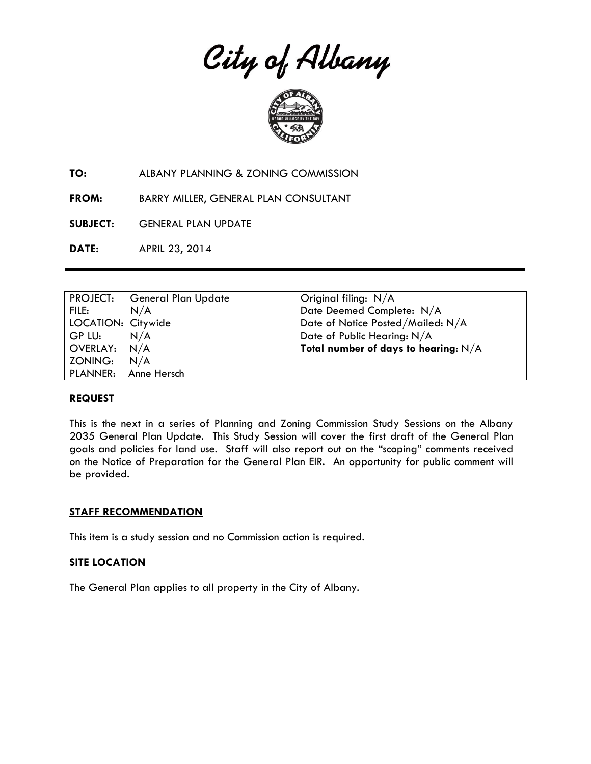# City of Albany

**TO:** ALBANY PLANNING & ZONING COMMISSION

**FROM:** BARRY MILLER, GENERAL PLAN CONSULTANT

**SUBJECT:** GENERAL PLAN UPDATE

**DATE:** APRIL 23, 2014

---

| | |
|---|---|
| PROJECT: General Plan Update | Original filing: N/A |
| FILE: N/A | Date Deemed Complete: N/A |
| LOCATION: Citywide | Date of Notice Posted/Mailed: N/A |
| GP LU: N/A | Date of Public Hearing: N/A |
| OVERLAY: N/A | **Total number of days to hearing**: N/A |
| ZONING: N/A | |
| PLANNER: Anne Hersch | |

## REQUEST

This is the next in a series of Planning and Zoning Commission Study Sessions on the Albany 2035 General Plan Update. This Study Session will cover the first draft of the General Plan goals and policies for land use. Staff will also report out on the "scoping" comments received on the Notice of Preparation for the General Plan EIR. An opportunity for public comment will be provided.

## STAFF RECOMMENDATION

This item is a study session and no Commission action is required.

## SITE LOCATION

The General Plan applies to all property in the City of Albany.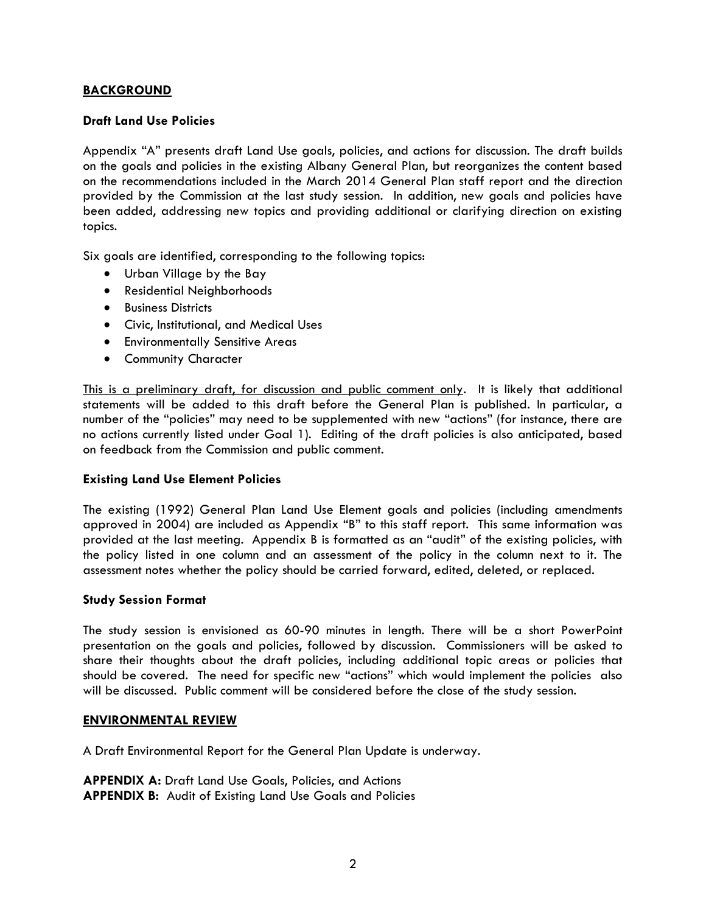## BACKGROUND

### Draft Land Use Policies

Appendix "A" presents draft Land Use goals, policies, and actions for discussion. The draft builds on the goals and policies in the existing Albany General Plan, but reorganizes the content based on the recommendations included in the March 2014 General Plan staff report and the direction provided by the Commission at the last study session. In addition, new goals and policies have been added, addressing new topics and providing additional or clarifying direction on existing topics.

Six goals are identified, corresponding to the following topics:

- Urban Village by the Bay
- Residential Neighborhoods
- Business Districts
- Civic, Institutional, and Medical Uses
- Environmentally Sensitive Areas
- Community Character

<u>This is a preliminary draft, for discussion and public comment only</u>. It is likely that additional statements will be added to this draft before the General Plan is published. In particular, a number of the "policies" may need to be supplemented with new "actions" (for instance, there are no actions currently listed under Goal 1). Editing of the draft policies is also anticipated, based on feedback from the Commission and public comment.

### Existing Land Use Element Policies

The existing (1992) General Plan Land Use Element goals and policies (including amendments approved in 2004) are included as Appendix "B" to this staff report. This same information was provided at the last meeting. Appendix B is formatted as an "audit" of the existing policies, with the policy listed in one column and an assessment of the policy in the column next to it. The assessment notes whether the policy should be carried forward, edited, deleted, or replaced.

### Study Session Format

The study session is envisioned as 60-90 minutes in length. There will be a short PowerPoint presentation on the goals and policies, followed by discussion. Commissioners will be asked to share their thoughts about the draft policies, including additional topic areas or policies that should be covered. The need for specific new "actions" which would implement the policies also will be discussed. Public comment will be considered before the close of the study session.

## ENVIRONMENTAL REVIEW

A Draft Environmental Report for the General Plan Update is underway.

**APPENDIX A:** Draft Land Use Goals, Policies, and Actions
**APPENDIX B:** Audit of Existing Land Use Goals and Policies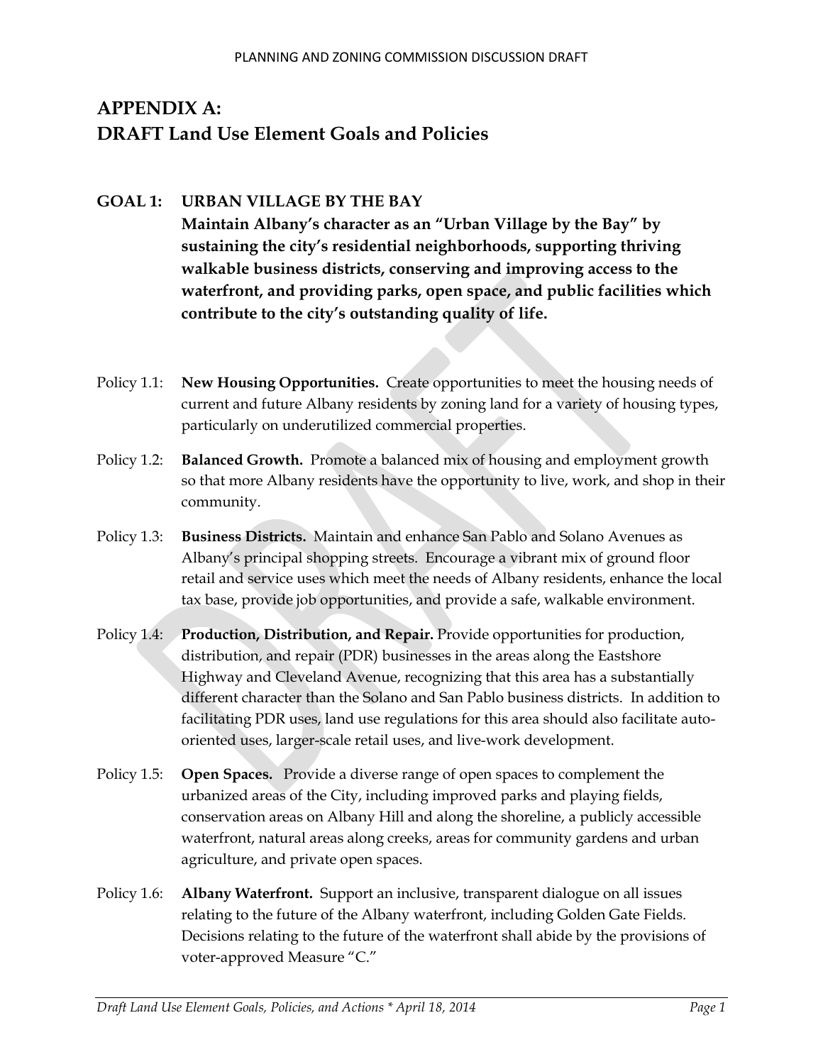# APPENDIX A: DRAFT Land Use Element Goals and Policies

## GOAL 1: URBAN VILLAGE BY THE BAY

**Maintain Albany's character as an "Urban Village by the Bay" by sustaining the city's residential neighborhoods, supporting thriving walkable business districts, conserving and improving access to the waterfront, and providing parks, open space, and public facilities which contribute to the city's outstanding quality of life.**

Policy 1.1: **New Housing Opportunities.** Create opportunities to meet the housing needs of current and future Albany residents by zoning land for a variety of housing types, particularly on underutilized commercial properties.

Policy 1.2: **Balanced Growth.** Promote a balanced mix of housing and employment growth so that more Albany residents have the opportunity to live, work, and shop in their community.

Policy 1.3: **Business Districts.** Maintain and enhance San Pablo and Solano Avenues as Albany's principal shopping streets. Encourage a vibrant mix of ground floor retail and service uses which meet the needs of Albany residents, enhance the local tax base, provide job opportunities, and provide a safe, walkable environment.

Policy 1.4: **Production, Distribution, and Repair.** Provide opportunities for production, distribution, and repair (PDR) businesses in the areas along the Eastshore Highway and Cleveland Avenue, recognizing that this area has a substantially different character than the Solano and San Pablo business districts. In addition to facilitating PDR uses, land use regulations for this area should also facilitate auto-oriented uses, larger-scale retail uses, and live-work development.

Policy 1.5: **Open Spaces.** Provide a diverse range of open spaces to complement the urbanized areas of the City, including improved parks and playing fields, conservation areas on Albany Hill and along the shoreline, a publicly accessible waterfront, natural areas along creeks, areas for community gardens and urban agriculture, and private open spaces.

Policy 1.6: **Albany Waterfront.** Support an inclusive, transparent dialogue on all issues relating to the future of the Albany waterfront, including Golden Gate Fields. Decisions relating to the future of the waterfront shall abide by the provisions of voter-approved Measure "C."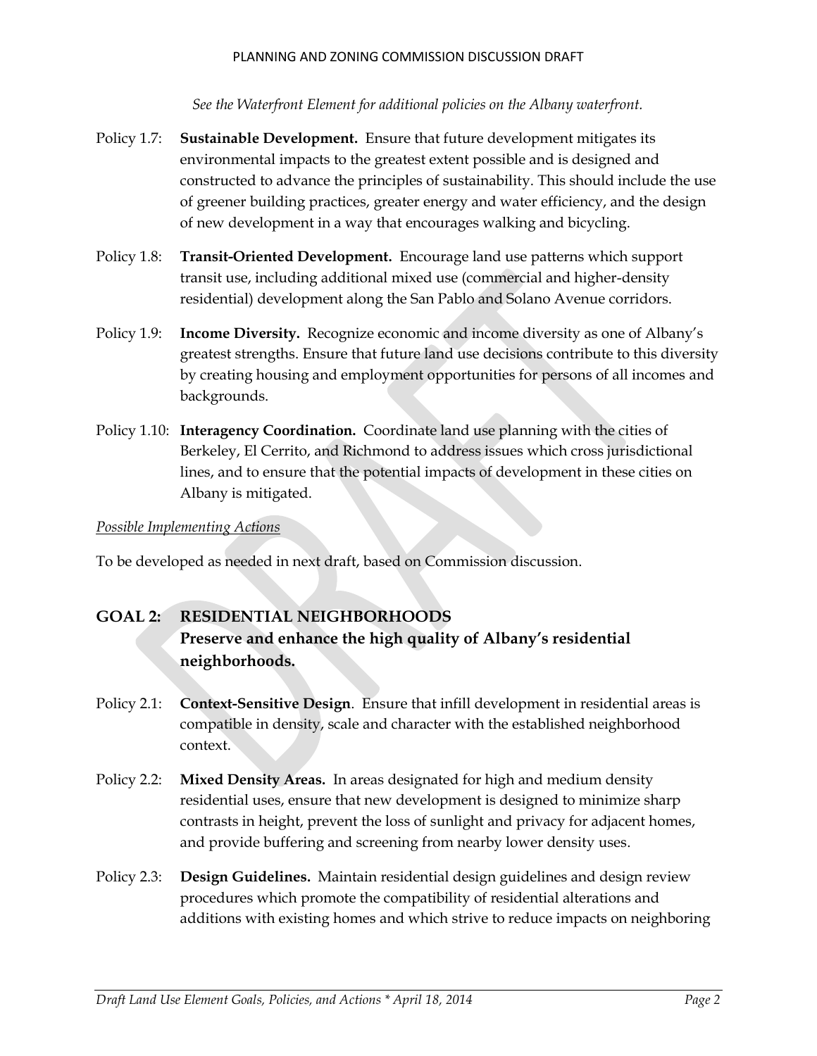*See the Waterfront Element for additional policies on the Albany waterfront.*

Policy 1.7: **Sustainable Development.** Ensure that future development mitigates its environmental impacts to the greatest extent possible and is designed and constructed to advance the principles of sustainability. This should include the use of greener building practices, greater energy and water efficiency, and the design of new development in a way that encourages walking and bicycling.

Policy 1.8: **Transit-Oriented Development.** Encourage land use patterns which support transit use, including additional mixed use (commercial and higher-density residential) development along the San Pablo and Solano Avenue corridors.

Policy 1.9: **Income Diversity.** Recognize economic and income diversity as one of Albany's greatest strengths. Ensure that future land use decisions contribute to this diversity by creating housing and employment opportunities for persons of all incomes and backgrounds.

Policy 1.10: **Interagency Coordination.** Coordinate land use planning with the cities of Berkeley, El Cerrito, and Richmond to address issues which cross jurisdictional lines, and to ensure that the potential impacts of development in these cities on Albany is mitigated.

*Possible Implementing Actions*

To be developed as needed in next draft, based on Commission discussion.

## GOAL 2: RESIDENTIAL NEIGHBORHOODS

**Preserve and enhance the high quality of Albany's residential neighborhoods.**

Policy 2.1: **Context-Sensitive Design**. Ensure that infill development in residential areas is compatible in density, scale and character with the established neighborhood context.

Policy 2.2: **Mixed Density Areas.** In areas designated for high and medium density residential uses, ensure that new development is designed to minimize sharp contrasts in height, prevent the loss of sunlight and privacy for adjacent homes, and provide buffering and screening from nearby lower density uses.

Policy 2.3: **Design Guidelines.** Maintain residential design guidelines and design review procedures which promote the compatibility of residential alterations and additions with existing homes and which strive to reduce impacts on neighboring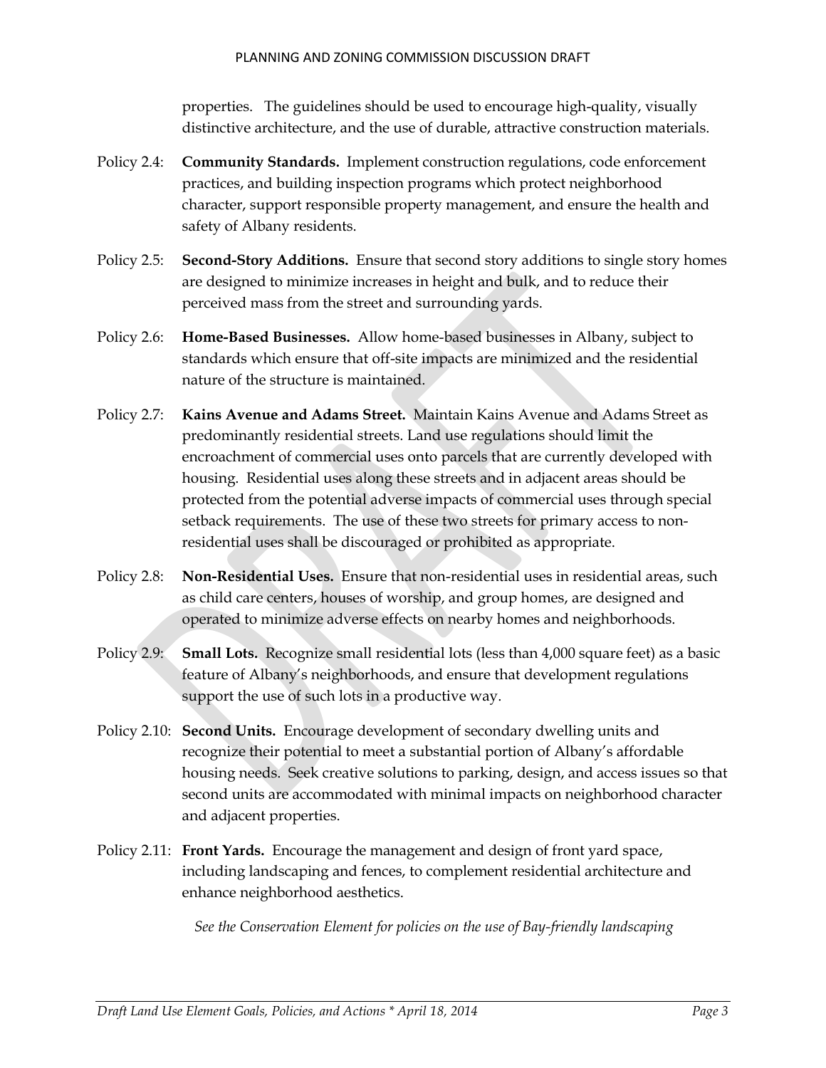properties. The guidelines should be used to encourage high-quality, visually distinctive architecture, and the use of durable, attractive construction materials.

Policy 2.4: **Community Standards.** Implement construction regulations, code enforcement practices, and building inspection programs which protect neighborhood character, support responsible property management, and ensure the health and safety of Albany residents.

Policy 2.5: **Second-Story Additions.** Ensure that second story additions to single story homes are designed to minimize increases in height and bulk, and to reduce their perceived mass from the street and surrounding yards.

Policy 2.6: **Home-Based Businesses.** Allow home-based businesses in Albany, subject to standards which ensure that off-site impacts are minimized and the residential nature of the structure is maintained.

Policy 2.7: **Kains Avenue and Adams Street.** Maintain Kains Avenue and Adams Street as predominantly residential streets. Land use regulations should limit the encroachment of commercial uses onto parcels that are currently developed with housing. Residential uses along these streets and in adjacent areas should be protected from the potential adverse impacts of commercial uses through special setback requirements. The use of these two streets for primary access to non-residential uses shall be discouraged or prohibited as appropriate.

Policy 2.8: **Non-Residential Uses.** Ensure that non-residential uses in residential areas, such as child care centers, houses of worship, and group homes, are designed and operated to minimize adverse effects on nearby homes and neighborhoods.

Policy 2.9: **Small Lots.** Recognize small residential lots (less than 4,000 square feet) as a basic feature of Albany's neighborhoods, and ensure that development regulations support the use of such lots in a productive way.

Policy 2.10: **Second Units.** Encourage development of secondary dwelling units and recognize their potential to meet a substantial portion of Albany's affordable housing needs. Seek creative solutions to parking, design, and access issues so that second units are accommodated with minimal impacts on neighborhood character and adjacent properties.

Policy 2.11: **Front Yards.** Encourage the management and design of front yard space, including landscaping and fences, to complement residential architecture and enhance neighborhood aesthetics.

*See the Conservation Element for policies on the use of Bay-friendly landscaping*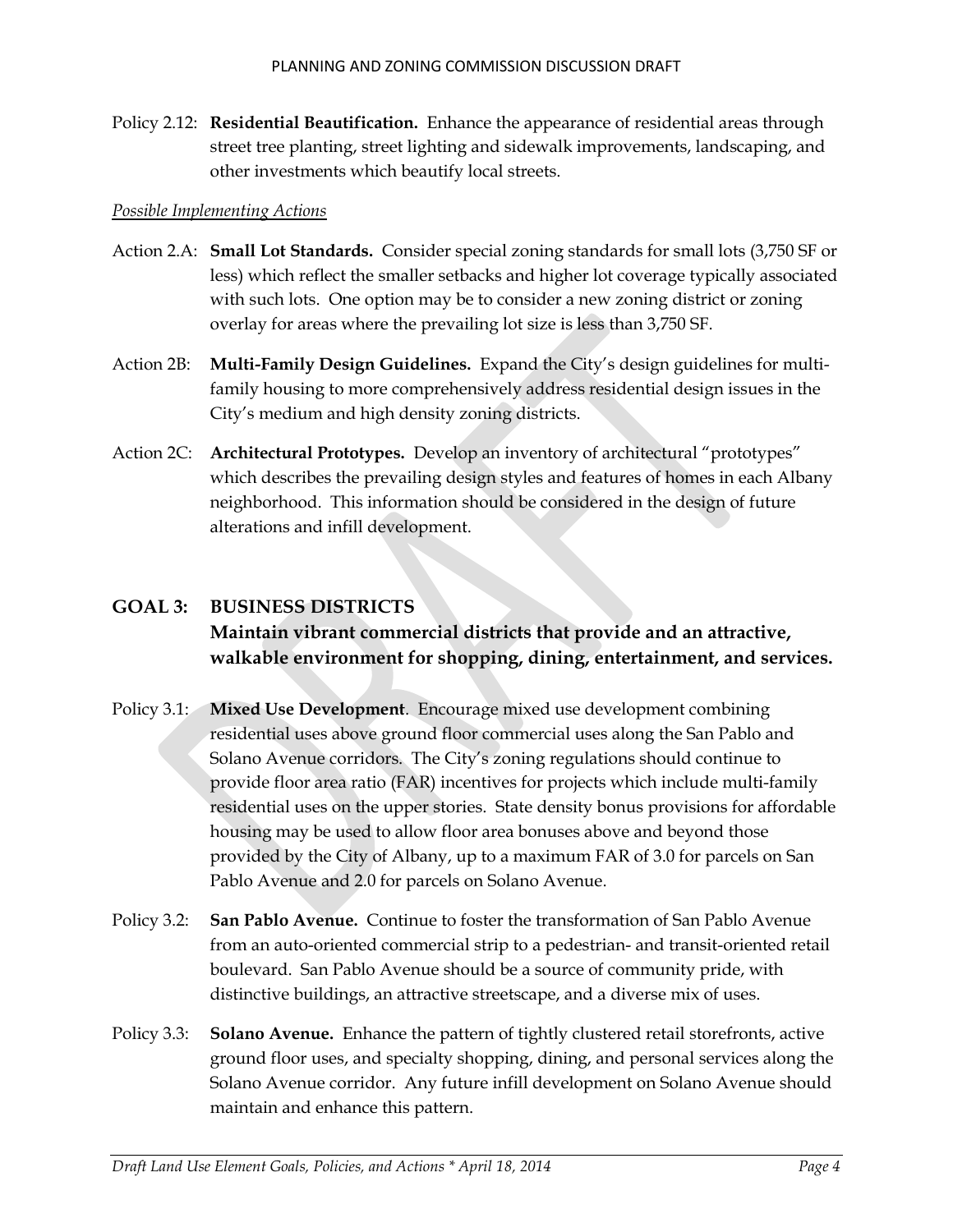Policy 2.12: **Residential Beautification.** Enhance the appearance of residential areas through street tree planting, street lighting and sidewalk improvements, landscaping, and other investments which beautify local streets.

*Possible Implementing Actions*

Action 2.A: **Small Lot Standards.** Consider special zoning standards for small lots (3,750 SF or less) which reflect the smaller setbacks and higher lot coverage typically associated with such lots. One option may be to consider a new zoning district or zoning overlay for areas where the prevailing lot size is less than 3,750 SF.

Action 2B: **Multi-Family Design Guidelines.** Expand the City's design guidelines for multi-family housing to more comprehensively address residential design issues in the City's medium and high density zoning districts.

Action 2C: **Architectural Prototypes.** Develop an inventory of architectural "prototypes" which describes the prevailing design styles and features of homes in each Albany neighborhood. This information should be considered in the design of future alterations and infill development.

## GOAL 3: BUSINESS DISTRICTS
**Maintain vibrant commercial districts that provide and an attractive, walkable environment for shopping, dining, entertainment, and services.**

Policy 3.1: **Mixed Use Development**. Encourage mixed use development combining residential uses above ground floor commercial uses along the San Pablo and Solano Avenue corridors. The City's zoning regulations should continue to provide floor area ratio (FAR) incentives for projects which include multi-family residential uses on the upper stories. State density bonus provisions for affordable housing may be used to allow floor area bonuses above and beyond those provided by the City of Albany, up to a maximum FAR of 3.0 for parcels on San Pablo Avenue and 2.0 for parcels on Solano Avenue.

Policy 3.2: **San Pablo Avenue.** Continue to foster the transformation of San Pablo Avenue from an auto-oriented commercial strip to a pedestrian- and transit-oriented retail boulevard. San Pablo Avenue should be a source of community pride, with distinctive buildings, an attractive streetscape, and a diverse mix of uses.

Policy 3.3: **Solano Avenue.** Enhance the pattern of tightly clustered retail storefronts, active ground floor uses, and specialty shopping, dining, and personal services along the Solano Avenue corridor. Any future infill development on Solano Avenue should maintain and enhance this pattern.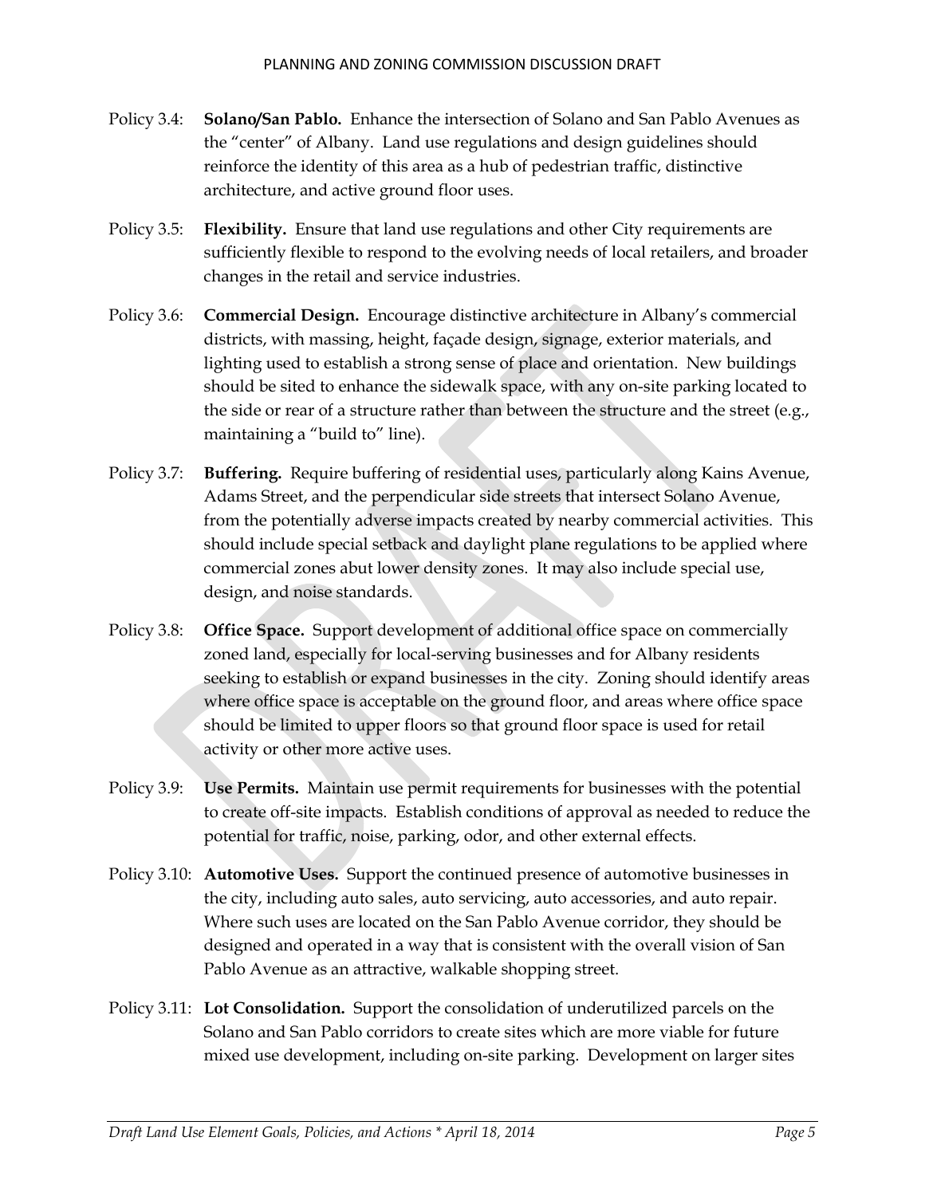Policy 3.4: **Solano/San Pablo.** Enhance the intersection of Solano and San Pablo Avenues as the "center" of Albany. Land use regulations and design guidelines should reinforce the identity of this area as a hub of pedestrian traffic, distinctive architecture, and active ground floor uses.

Policy 3.5: **Flexibility.** Ensure that land use regulations and other City requirements are sufficiently flexible to respond to the evolving needs of local retailers, and broader changes in the retail and service industries.

Policy 3.6: **Commercial Design.** Encourage distinctive architecture in Albany's commercial districts, with massing, height, façade design, signage, exterior materials, and lighting used to establish a strong sense of place and orientation. New buildings should be sited to enhance the sidewalk space, with any on-site parking located to the side or rear of a structure rather than between the structure and the street (e.g., maintaining a "build to" line).

Policy 3.7: **Buffering.** Require buffering of residential uses, particularly along Kains Avenue, Adams Street, and the perpendicular side streets that intersect Solano Avenue, from the potentially adverse impacts created by nearby commercial activities. This should include special setback and daylight plane regulations to be applied where commercial zones abut lower density zones. It may also include special use, design, and noise standards.

Policy 3.8: **Office Space.** Support development of additional office space on commercially zoned land, especially for local-serving businesses and for Albany residents seeking to establish or expand businesses in the city. Zoning should identify areas where office space is acceptable on the ground floor, and areas where office space should be limited to upper floors so that ground floor space is used for retail activity or other more active uses.

Policy 3.9: **Use Permits.** Maintain use permit requirements for businesses with the potential to create off-site impacts. Establish conditions of approval as needed to reduce the potential for traffic, noise, parking, odor, and other external effects.

Policy 3.10: **Automotive Uses.** Support the continued presence of automotive businesses in the city, including auto sales, auto servicing, auto accessories, and auto repair. Where such uses are located on the San Pablo Avenue corridor, they should be designed and operated in a way that is consistent with the overall vision of San Pablo Avenue as an attractive, walkable shopping street.

Policy 3.11: **Lot Consolidation.** Support the consolidation of underutilized parcels on the Solano and San Pablo corridors to create sites which are more viable for future mixed use development, including on-site parking. Development on larger sites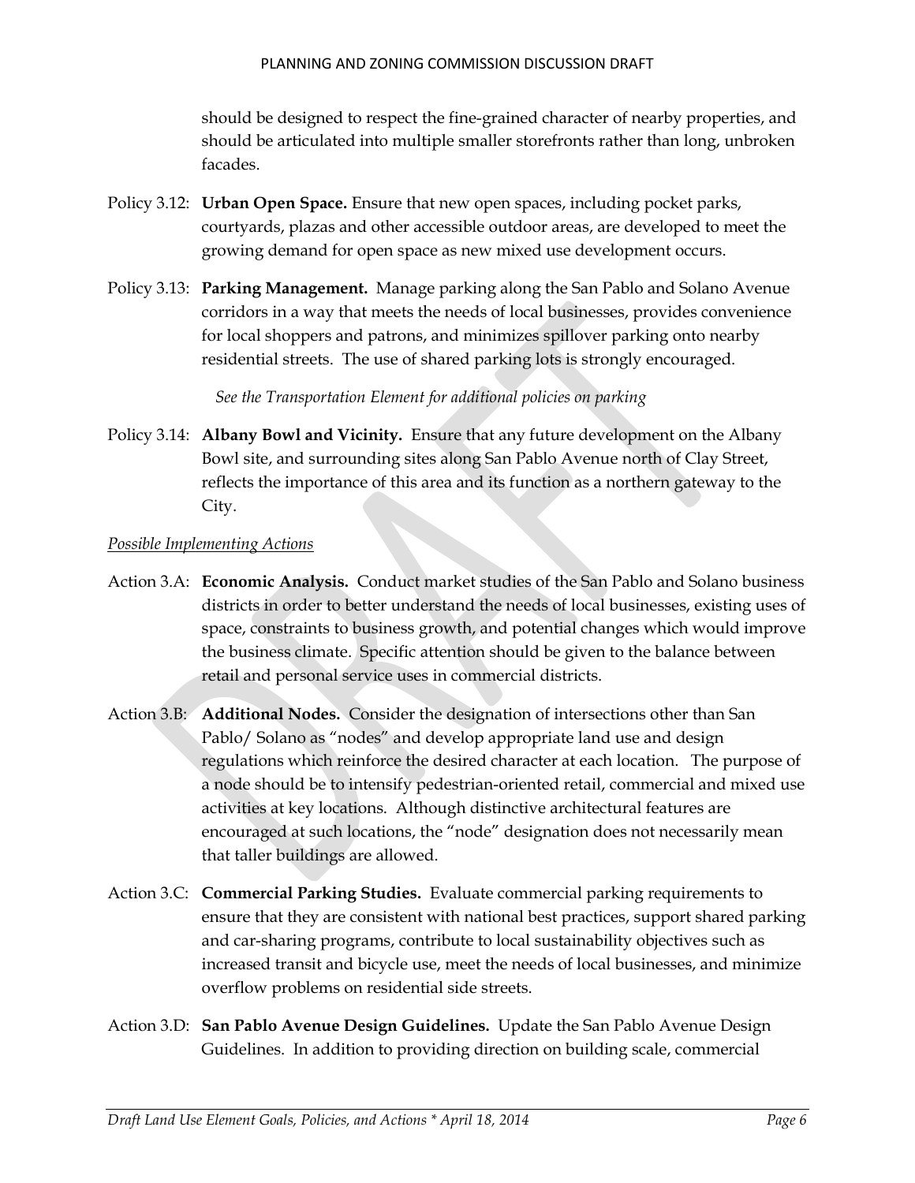should be designed to respect the fine-grained character of nearby properties, and should be articulated into multiple smaller storefronts rather than long, unbroken facades.

Policy 3.12: **Urban Open Space.** Ensure that new open spaces, including pocket parks, courtyards, plazas and other accessible outdoor areas, are developed to meet the growing demand for open space as new mixed use development occurs.

Policy 3.13: **Parking Management.** Manage parking along the San Pablo and Solano Avenue corridors in a way that meets the needs of local businesses, provides convenience for local shoppers and patrons, and minimizes spillover parking onto nearby residential streets. The use of shared parking lots is strongly encouraged.

*See the Transportation Element for additional policies on parking*

Policy 3.14: **Albany Bowl and Vicinity.** Ensure that any future development on the Albany Bowl site, and surrounding sites along San Pablo Avenue north of Clay Street, reflects the importance of this area and its function as a northern gateway to the City.

*Possible Implementing Actions*

Action 3.A: **Economic Analysis.** Conduct market studies of the San Pablo and Solano business districts in order to better understand the needs of local businesses, existing uses of space, constraints to business growth, and potential changes which would improve the business climate. Specific attention should be given to the balance between retail and personal service uses in commercial districts.

Action 3.B: **Additional Nodes.** Consider the designation of intersections other than San Pablo/ Solano as "nodes" and develop appropriate land use and design regulations which reinforce the desired character at each location. The purpose of a node should be to intensify pedestrian-oriented retail, commercial and mixed use activities at key locations. Although distinctive architectural features are encouraged at such locations, the "node" designation does not necessarily mean that taller buildings are allowed.

Action 3.C: **Commercial Parking Studies.** Evaluate commercial parking requirements to ensure that they are consistent with national best practices, support shared parking and car-sharing programs, contribute to local sustainability objectives such as increased transit and bicycle use, meet the needs of local businesses, and minimize overflow problems on residential side streets.

Action 3.D: **San Pablo Avenue Design Guidelines.** Update the San Pablo Avenue Design Guidelines. In addition to providing direction on building scale, commercial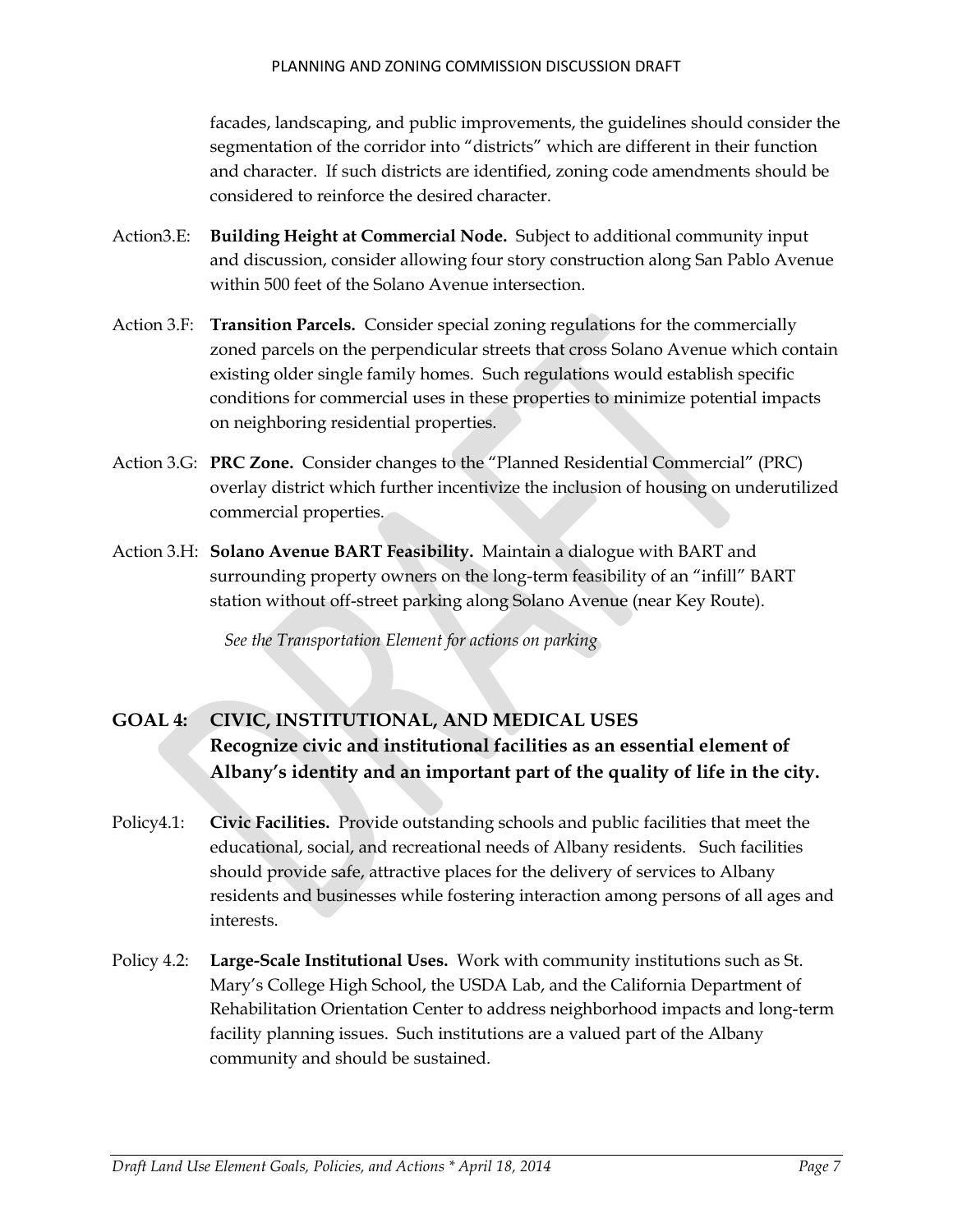facades, landscaping, and public improvements, the guidelines should consider the segmentation of the corridor into "districts" which are different in their function and character. If such districts are identified, zoning code amendments should be considered to reinforce the desired character.

Action3.E: **Building Height at Commercial Node.** Subject to additional community input and discussion, consider allowing four story construction along San Pablo Avenue within 500 feet of the Solano Avenue intersection.

Action 3.F: **Transition Parcels.** Consider special zoning regulations for the commercially zoned parcels on the perpendicular streets that cross Solano Avenue which contain existing older single family homes. Such regulations would establish specific conditions for commercial uses in these properties to minimize potential impacts on neighboring residential properties.

Action 3.G: **PRC Zone.** Consider changes to the "Planned Residential Commercial" (PRC) overlay district which further incentivize the inclusion of housing on underutilized commercial properties.

Action 3.H: **Solano Avenue BART Feasibility.** Maintain a dialogue with BART and surrounding property owners on the long-term feasibility of an "infill" BART station without off-street parking along Solano Avenue (near Key Route).

*See the Transportation Element for actions on parking*

## GOAL 4: CIVIC, INSTITUTIONAL, AND MEDICAL USES

**Recognize civic and institutional facilities as an essential element of Albany's identity and an important part of the quality of life in the city.**

Policy4.1: **Civic Facilities.** Provide outstanding schools and public facilities that meet the educational, social, and recreational needs of Albany residents. Such facilities should provide safe, attractive places for the delivery of services to Albany residents and businesses while fostering interaction among persons of all ages and interests.

Policy 4.2: **Large-Scale Institutional Uses.** Work with community institutions such as St. Mary's College High School, the USDA Lab, and the California Department of Rehabilitation Orientation Center to address neighborhood impacts and long-term facility planning issues. Such institutions are a valued part of the Albany community and should be sustained.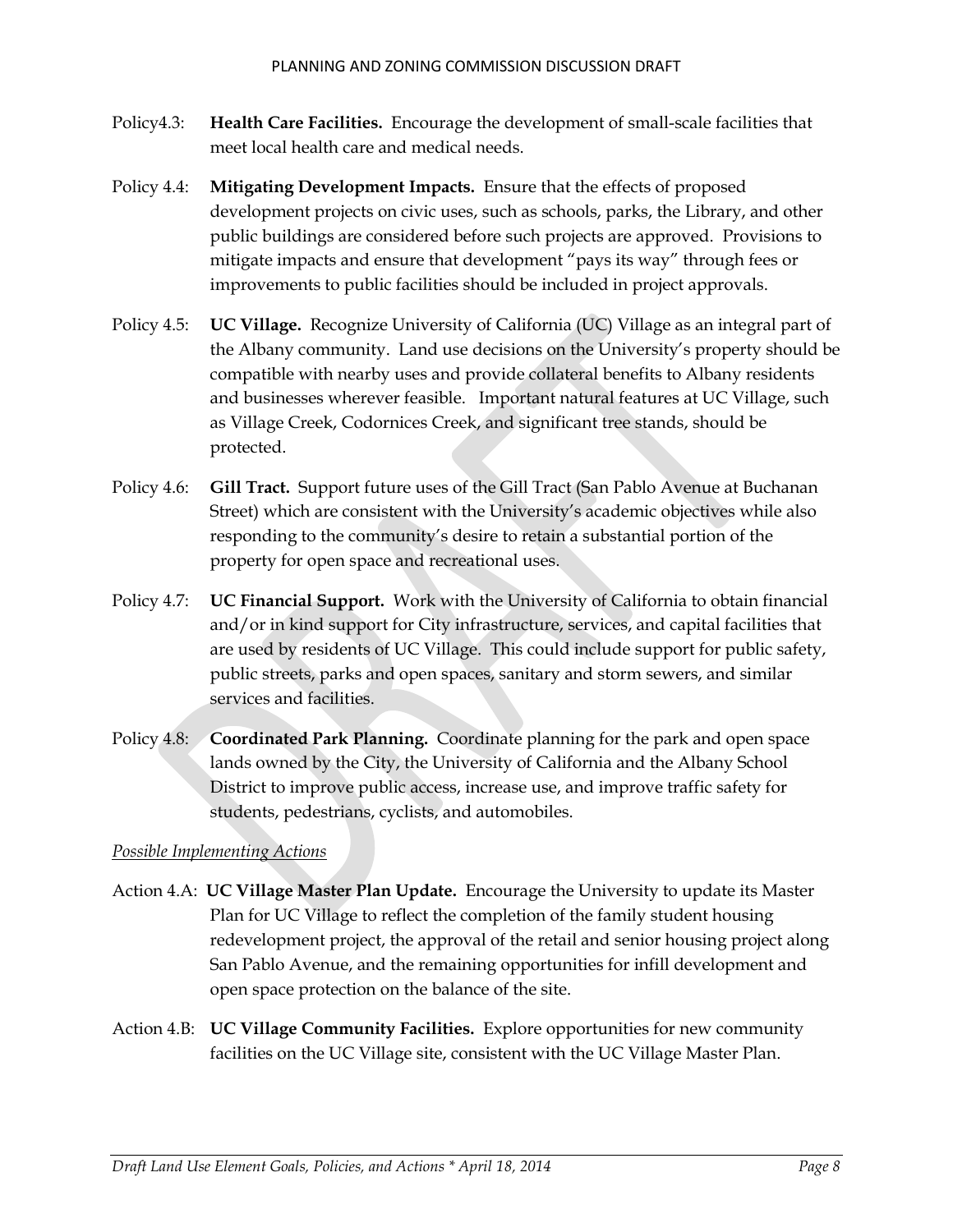Policy4.3: **Health Care Facilities.** Encourage the development of small-scale facilities that meet local health care and medical needs.

Policy 4.4: **Mitigating Development Impacts.** Ensure that the effects of proposed development projects on civic uses, such as schools, parks, the Library, and other public buildings are considered before such projects are approved. Provisions to mitigate impacts and ensure that development "pays its way" through fees or improvements to public facilities should be included in project approvals.

Policy 4.5: **UC Village.** Recognize University of California (UC) Village as an integral part of the Albany community. Land use decisions on the University's property should be compatible with nearby uses and provide collateral benefits to Albany residents and businesses wherever feasible. Important natural features at UC Village, such as Village Creek, Codornices Creek, and significant tree stands, should be protected.

Policy 4.6: **Gill Tract.** Support future uses of the Gill Tract (San Pablo Avenue at Buchanan Street) which are consistent with the University's academic objectives while also responding to the community's desire to retain a substantial portion of the property for open space and recreational uses.

Policy 4.7: **UC Financial Support.** Work with the University of California to obtain financial and/or in kind support for City infrastructure, services, and capital facilities that are used by residents of UC Village. This could include support for public safety, public streets, parks and open spaces, sanitary and storm sewers, and similar services and facilities.

Policy 4.8: **Coordinated Park Planning.** Coordinate planning for the park and open space lands owned by the City, the University of California and the Albany School District to improve public access, increase use, and improve traffic safety for students, pedestrians, cyclists, and automobiles.

*Possible Implementing Actions*

Action 4.A: **UC Village Master Plan Update.** Encourage the University to update its Master Plan for UC Village to reflect the completion of the family student housing redevelopment project, the approval of the retail and senior housing project along San Pablo Avenue, and the remaining opportunities for infill development and open space protection on the balance of the site.

Action 4.B: **UC Village Community Facilities.** Explore opportunities for new community facilities on the UC Village site, consistent with the UC Village Master Plan.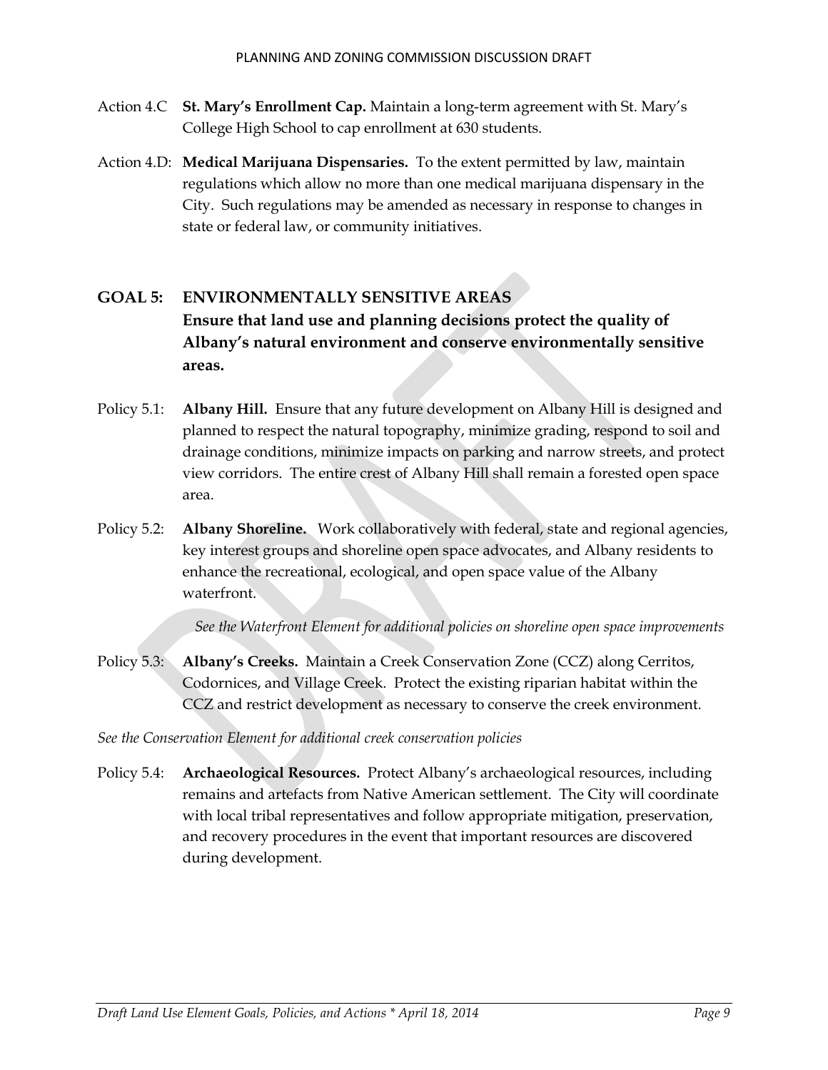Action 4.C **St. Mary's Enrollment Cap.** Maintain a long-term agreement with St. Mary's College High School to cap enrollment at 630 students.

Action 4.D: **Medical Marijuana Dispensaries.** To the extent permitted by law, maintain regulations which allow no more than one medical marijuana dispensary in the City. Such regulations may be amended as necessary in response to changes in state or federal law, or community initiatives.

## GOAL 5: ENVIRONMENTALLY SENSITIVE AREAS

**Ensure that land use and planning decisions protect the quality of Albany's natural environment and conserve environmentally sensitive areas.**

Policy 5.1: **Albany Hill.** Ensure that any future development on Albany Hill is designed and planned to respect the natural topography, minimize grading, respond to soil and drainage conditions, minimize impacts on parking and narrow streets, and protect view corridors. The entire crest of Albany Hill shall remain a forested open space area.

Policy 5.2: **Albany Shoreline.** Work collaboratively with federal, state and regional agencies, key interest groups and shoreline open space advocates, and Albany residents to enhance the recreational, ecological, and open space value of the Albany waterfront.

*See the Waterfront Element for additional policies on shoreline open space improvements*

Policy 5.3: **Albany's Creeks.** Maintain a Creek Conservation Zone (CCZ) along Cerritos, Codornices, and Village Creek. Protect the existing riparian habitat within the CCZ and restrict development as necessary to conserve the creek environment.

*See the Conservation Element for additional creek conservation policies*

Policy 5.4: **Archaeological Resources.** Protect Albany's archaeological resources, including remains and artefacts from Native American settlement. The City will coordinate with local tribal representatives and follow appropriate mitigation, preservation, and recovery procedures in the event that important resources are discovered during development.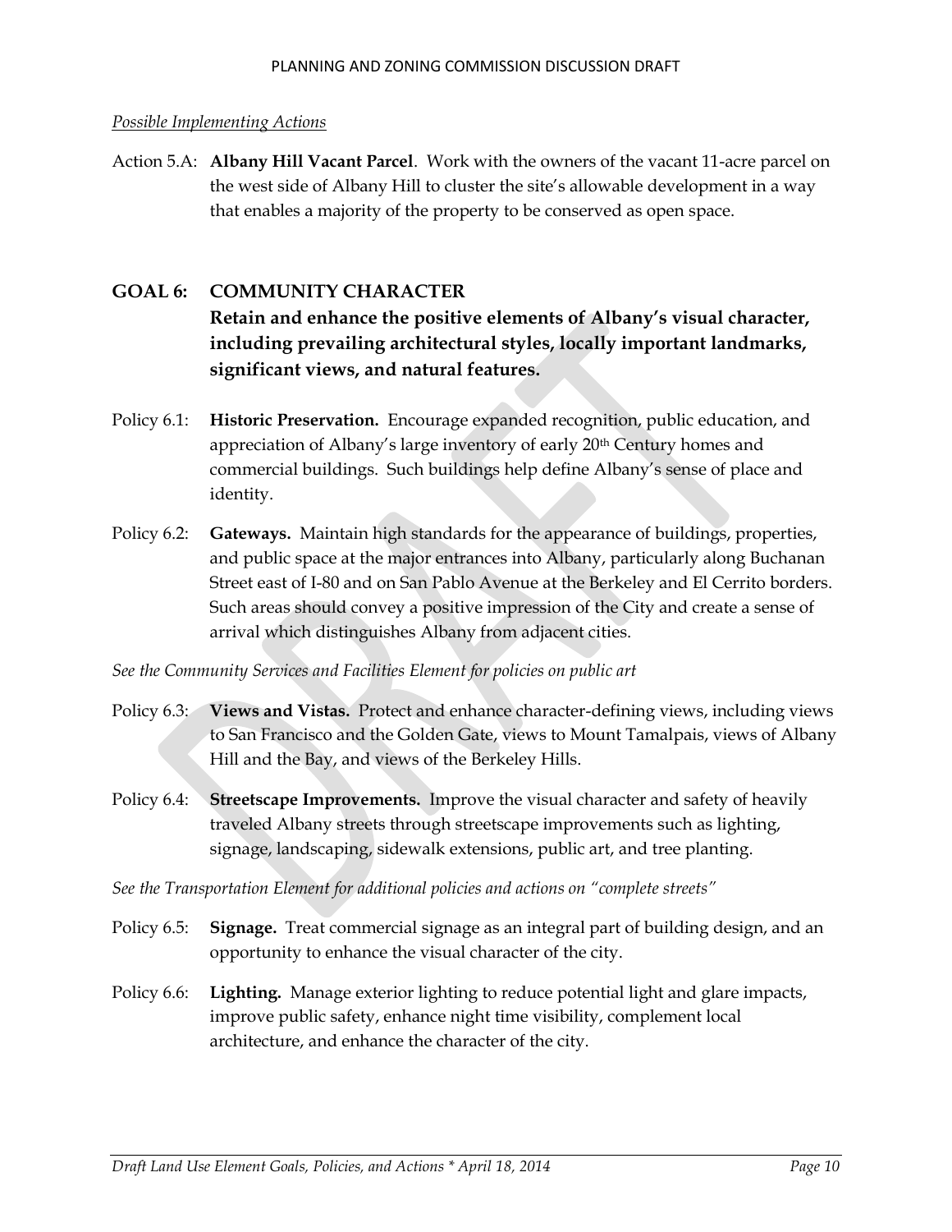*Possible Implementing Actions*

Action 5.A: **Albany Hill Vacant Parcel**. Work with the owners of the vacant 11-acre parcel on the west side of Albany Hill to cluster the site's allowable development in a way that enables a majority of the property to be conserved as open space.

## GOAL 6: COMMUNITY CHARACTER

**Retain and enhance the positive elements of Albany's visual character, including prevailing architectural styles, locally important landmarks, significant views, and natural features.**

Policy 6.1: **Historic Preservation.** Encourage expanded recognition, public education, and appreciation of Albany's large inventory of early 20th Century homes and commercial buildings. Such buildings help define Albany's sense of place and identity.

Policy 6.2: **Gateways.** Maintain high standards for the appearance of buildings, properties, and public space at the major entrances into Albany, particularly along Buchanan Street east of I-80 and on San Pablo Avenue at the Berkeley and El Cerrito borders. Such areas should convey a positive impression of the City and create a sense of arrival which distinguishes Albany from adjacent cities.

*See the Community Services and Facilities Element for policies on public art*

Policy 6.3: **Views and Vistas.** Protect and enhance character-defining views, including views to San Francisco and the Golden Gate, views to Mount Tamalpais, views of Albany Hill and the Bay, and views of the Berkeley Hills.

Policy 6.4: **Streetscape Improvements.** Improve the visual character and safety of heavily traveled Albany streets through streetscape improvements such as lighting, signage, landscaping, sidewalk extensions, public art, and tree planting.

*See the Transportation Element for additional policies and actions on "complete streets"*

Policy 6.5: **Signage.** Treat commercial signage as an integral part of building design, and an opportunity to enhance the visual character of the city.

Policy 6.6: **Lighting.** Manage exterior lighting to reduce potential light and glare impacts, improve public safety, enhance night time visibility, complement local architecture, and enhance the character of the city.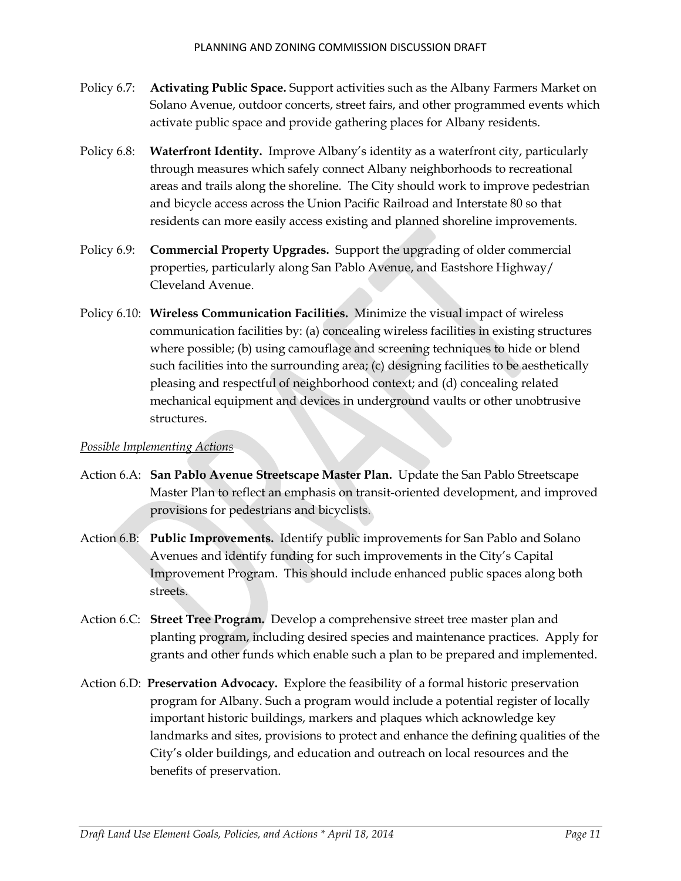Policy 6.7: **Activating Public Space.** Support activities such as the Albany Farmers Market on Solano Avenue, outdoor concerts, street fairs, and other programmed events which activate public space and provide gathering places for Albany residents.

Policy 6.8: **Waterfront Identity.** Improve Albany's identity as a waterfront city, particularly through measures which safely connect Albany neighborhoods to recreational areas and trails along the shoreline. The City should work to improve pedestrian and bicycle access across the Union Pacific Railroad and Interstate 80 so that residents can more easily access existing and planned shoreline improvements.

Policy 6.9: **Commercial Property Upgrades.** Support the upgrading of older commercial properties, particularly along San Pablo Avenue, and Eastshore Highway/ Cleveland Avenue.

Policy 6.10: **Wireless Communication Facilities.** Minimize the visual impact of wireless communication facilities by: (a) concealing wireless facilities in existing structures where possible; (b) using camouflage and screening techniques to hide or blend such facilities into the surrounding area; (c) designing facilities to be aesthetically pleasing and respectful of neighborhood context; and (d) concealing related mechanical equipment and devices in underground vaults or other unobtrusive structures.

*Possible Implementing Actions*

Action 6.A: **San Pablo Avenue Streetscape Master Plan.** Update the San Pablo Streetscape Master Plan to reflect an emphasis on transit-oriented development, and improved provisions for pedestrians and bicyclists.

Action 6.B: **Public Improvements.** Identify public improvements for San Pablo and Solano Avenues and identify funding for such improvements in the City's Capital Improvement Program. This should include enhanced public spaces along both streets.

Action 6.C: **Street Tree Program.** Develop a comprehensive street tree master plan and planting program, including desired species and maintenance practices. Apply for grants and other funds which enable such a plan to be prepared and implemented.

Action 6.D: **Preservation Advocacy.** Explore the feasibility of a formal historic preservation program for Albany. Such a program would include a potential register of locally important historic buildings, markers and plaques which acknowledge key landmarks and sites, provisions to protect and enhance the defining qualities of the City's older buildings, and education and outreach on local resources and the benefits of preservation.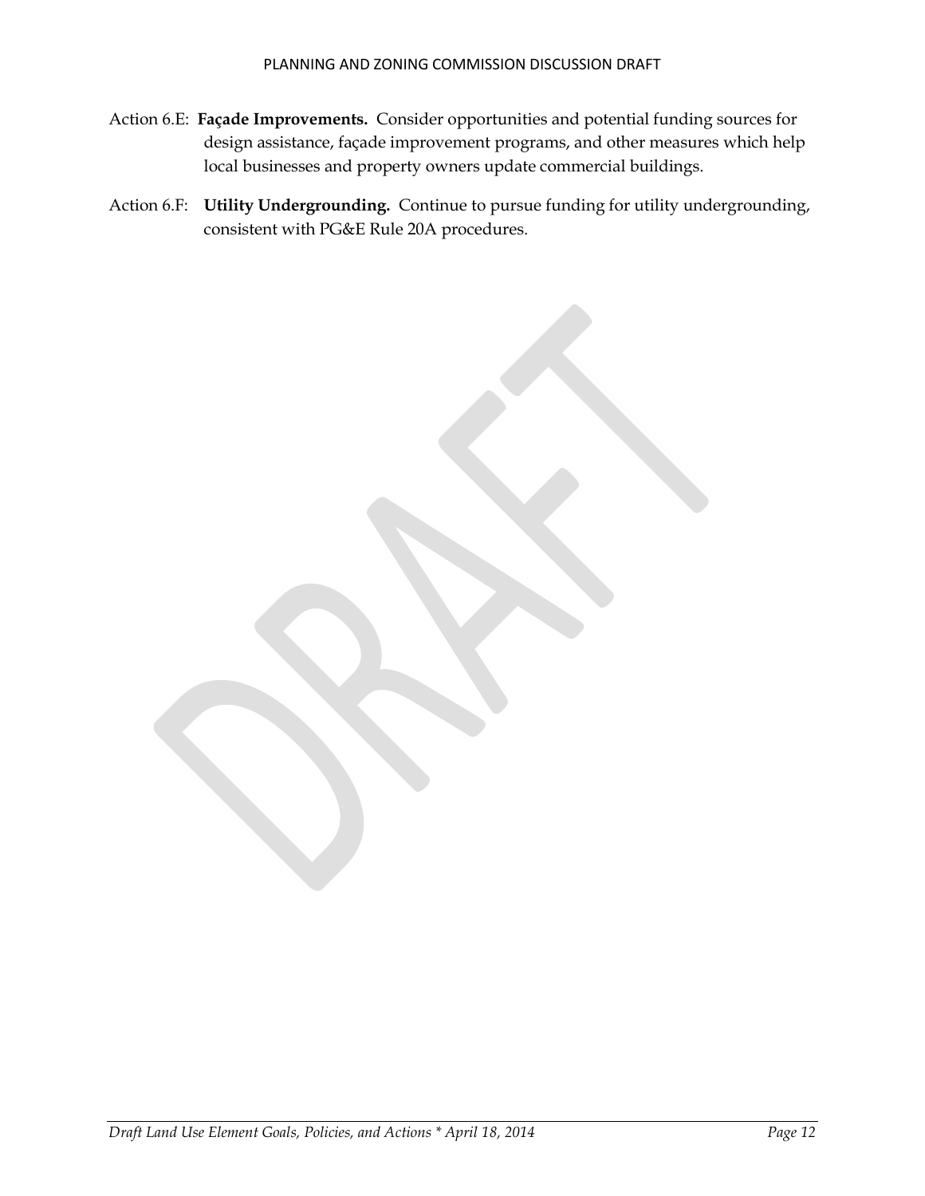Action 6.E: **Façade Improvements.** Consider opportunities and potential funding sources for design assistance, façade improvement programs, and other measures which help local businesses and property owners update commercial buildings.

Action 6.F: **Utility Undergrounding.** Continue to pursue funding for utility undergrounding, consistent with PG&E Rule 20A procedures.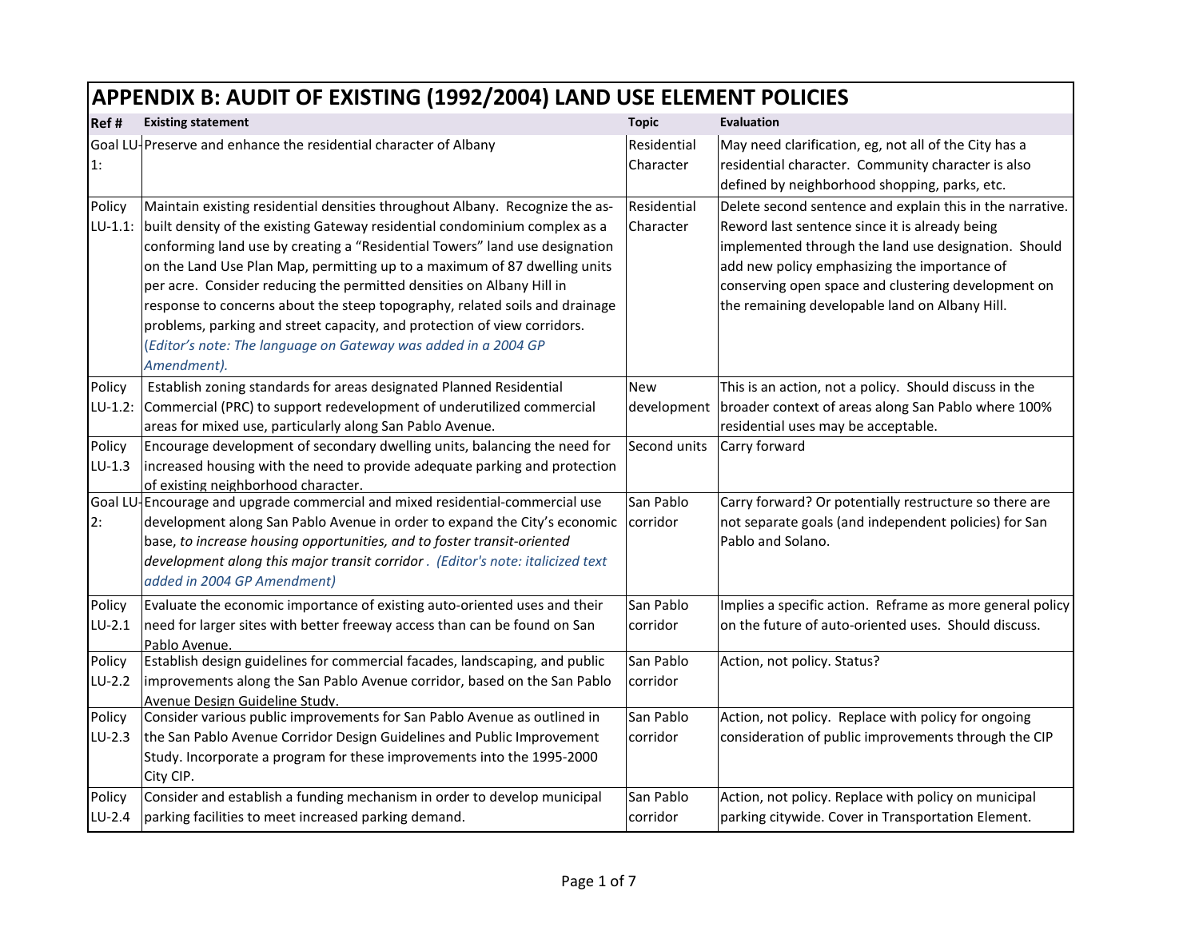# APPENDIX B: AUDIT OF EXISTING (1992/2004) LAND USE ELEMENT POLICIES

| Ref # | Existing statement | Topic | Evaluation |
|---|---|---|---|
| Goal LU-1: | Preserve and enhance the residential character of Albany | Residential Character | May need clarification, eg, not all of the City has a residential character. Community character is also defined by neighborhood shopping, parks, etc. |
| Policy LU-1.1: | Maintain existing residential densities throughout Albany. Recognize the as-built density of the existing Gateway residential condominium complex as a conforming land use by creating a "Residential Towers" land use designation on the Land Use Plan Map, permitting up to a maximum of 87 dwelling units per acre. Consider reducing the permitted densities on Albany Hill in response to concerns about the steep topography, related soils and drainage problems, parking and street capacity, and protection of view corridors. *(Editor's note: The language on Gateway was added in a 2004 GP Amendment).* | Residential Character | Delete second sentence and explain this in the narrative. Reword last sentence since it is already being implemented through the land use designation. Should add new policy emphasizing the importance of conserving open space and clustering development on the remaining developable land on Albany Hill. |
| Policy LU-1.2: | Establish zoning standards for areas designated Planned Residential Commercial (PRC) to support redevelopment of underutilized commercial areas for mixed use, particularly along San Pablo Avenue. | New development | This is an action, not a policy. Should discuss in the broader context of areas along San Pablo where 100% residential uses may be acceptable. |
| Policy LU-1.3 | Encourage development of secondary dwelling units, balancing the need for increased housing with the need to provide adequate parking and protection of existing neighborhood character. | Second units | Carry forward |
| Goal LU-2: | Encourage and upgrade commercial and mixed residential-commercial use development along San Pablo Avenue in order to expand the City's economic base, *to increase housing opportunities, and to foster transit-oriented development along this major transit corridor*. *(Editor's note: italicized text added in 2004 GP Amendment)* | San Pablo corridor | Carry forward? Or potentially restructure so there are not separate goals (and independent policies) for San Pablo and Solano. |
| Policy LU-2.1 | Evaluate the economic importance of existing auto-oriented uses and their need for larger sites with better freeway access than can be found on San Pablo Avenue. | San Pablo corridor | Implies a specific action. Reframe as more general policy on the future of auto-oriented uses. Should discuss. |
| Policy LU-2.2 | Establish design guidelines for commercial facades, landscaping, and public improvements along the San Pablo Avenue corridor, based on the San Pablo Avenue Design Guideline Study. | San Pablo corridor | Action, not policy. Status? |
| Policy LU-2.3 | Consider various public improvements for San Pablo Avenue as outlined in the San Pablo Avenue Corridor Design Guidelines and Public Improvement Study. Incorporate a program for these improvements into the 1995-2000 City CIP. | San Pablo corridor | Action, not policy. Replace with policy for ongoing consideration of public improvements through the CIP |
| Policy LU-2.4 | Consider and establish a funding mechanism in order to develop municipal parking facilities to meet increased parking demand. | San Pablo corridor | Action, not policy. Replace with policy on municipal parking citywide. Cover in Transportation Element. |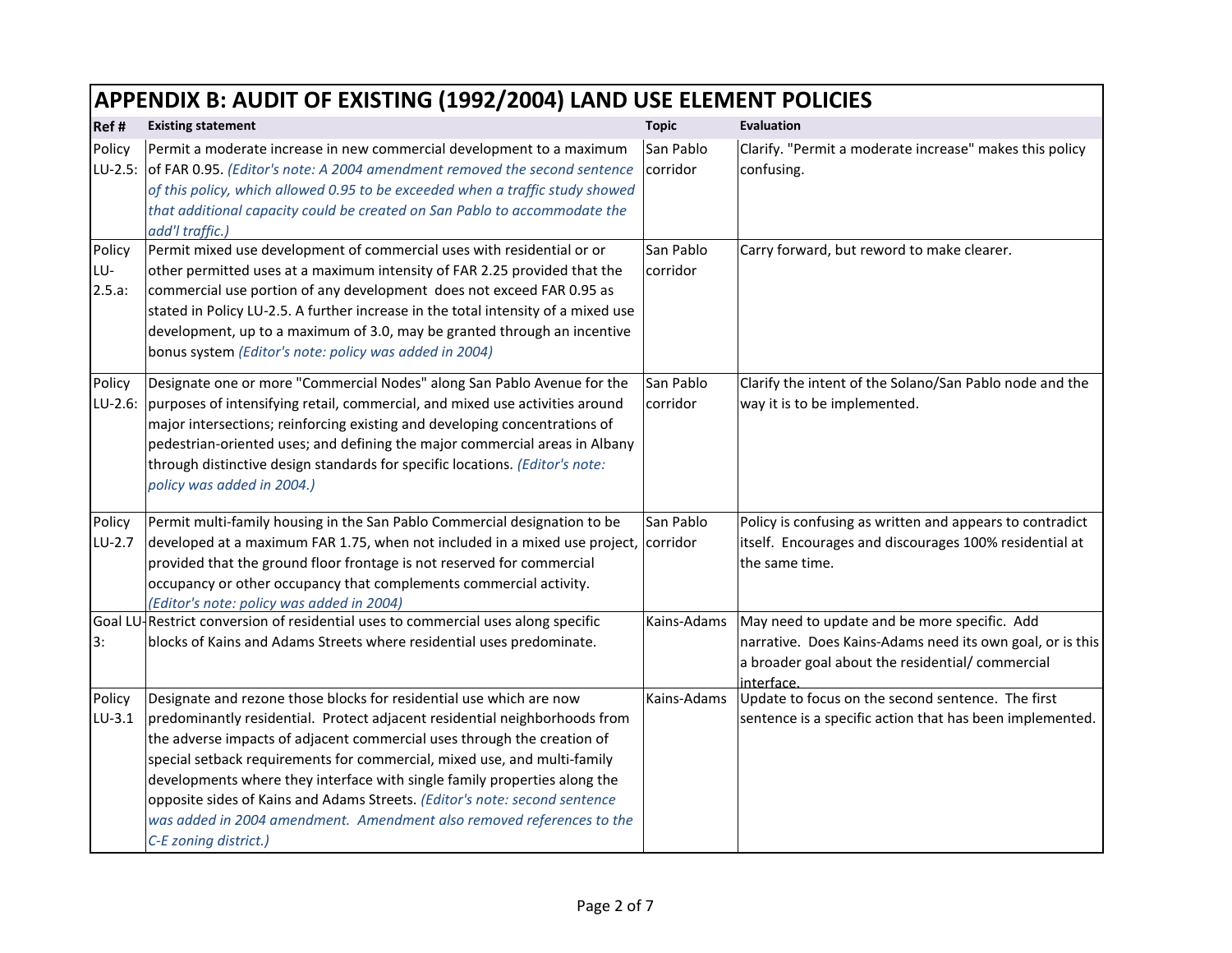# APPENDIX B: AUDIT OF EXISTING (1992/2004) LAND USE ELEMENT POLICIES

| Ref # | Existing statement | Topic | Evaluation |
|---|---|---|---|
| Policy LU-2.5: | Permit a moderate increase in new commercial development to a maximum of FAR 0.95. *(Editor's note: A 2004 amendment removed the second sentence of this policy, which allowed 0.95 to be exceeded when a traffic study showed that additional capacity could be created on San Pablo to accommodate the add'l traffic.)* | San Pablo corridor | Clarify. "Permit a moderate increase" makes this policy confusing. |
| Policy LU-2.5.a: | Permit mixed use development of commercial uses with residential or or other permitted uses at a maximum intensity of FAR 2.25 provided that the commercial use portion of any development does not exceed FAR 0.95 as stated in Policy LU-2.5. A further increase in the total intensity of a mixed use development, up to a maximum of 3.0, may be granted through an incentive bonus system *(Editor's note: policy was added in 2004)* | San Pablo corridor | Carry forward, but reword to make clearer. |
| Policy LU-2.6: | Designate one or more "Commercial Nodes" along San Pablo Avenue for the purposes of intensifying retail, commercial, and mixed use activities around major intersections; reinforcing existing and developing concentrations of pedestrian-oriented uses; and defining the major commercial areas in Albany through distinctive design standards for specific locations. *(Editor's note: policy was added in 2004.)* | San Pablo corridor | Clarify the intent of the Solano/San Pablo node and the way it is to be implemented. |
| Policy LU-2.7 | Permit multi-family housing in the San Pablo Commercial designation to be developed at a maximum FAR 1.75, when not included in a mixed use project, provided that the ground floor frontage is not reserved for commercial occupancy or other occupancy that complements commercial activity. *(Editor's note: policy was added in 2004)* | San Pablo corridor | Policy is confusing as written and appears to contradict itself. Encourages and discourages 100% residential at the same time. |
| Goal LU-3: | Restrict conversion of residential uses to commercial uses along specific blocks of Kains and Adams Streets where residential uses predominate. | Kains-Adams | May need to update and be more specific. Add narrative. Does Kains-Adams need its own goal, or is this a broader goal about the residential/ commercial interface. |
| Policy LU-3.1 | Designate and rezone those blocks for residential use which are now predominantly residential. Protect adjacent residential neighborhoods from the adverse impacts of adjacent commercial uses through the creation of special setback requirements for commercial, mixed use, and multi-family developments where they interface with single family properties along the opposite sides of Kains and Adams Streets. *(Editor's note: second sentence was added in 2004 amendment. Amendment also removed references to the C-E zoning district.)* | Kains-Adams | Update to focus on the second sentence. The first sentence is a specific action that has been implemented. |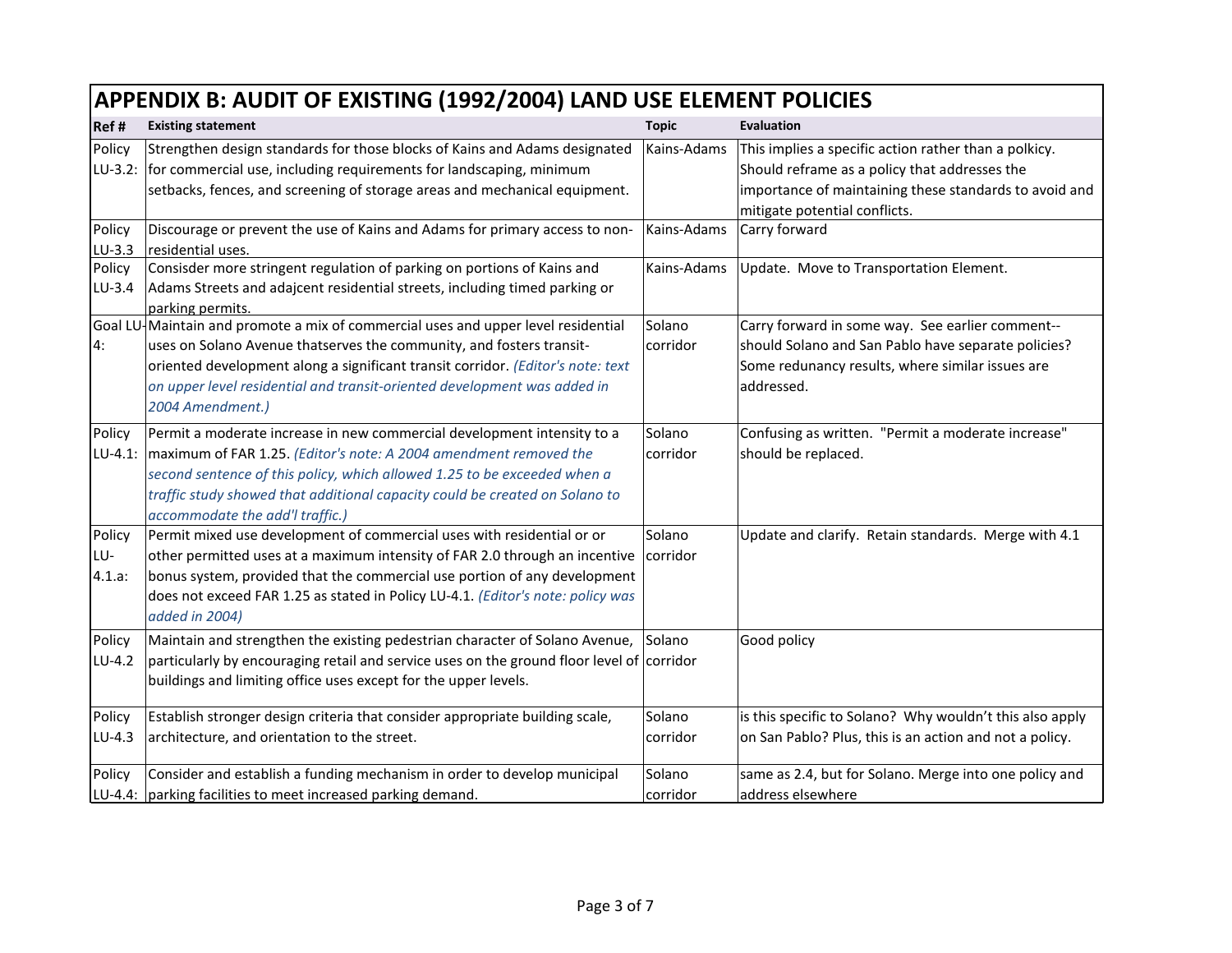# APPENDIX B: AUDIT OF EXISTING (1992/2004) LAND USE ELEMENT POLICIES

| Ref # | Existing statement | Topic | Evaluation |
|---|---|---|---|
| Policy LU-3.2: | Strengthen design standards for those blocks of Kains and Adams designated for commercial use, including requirements for landscaping, minimum setbacks, fences, and screening of storage areas and mechanical equipment. | Kains-Adams | This implies a specific action rather than a polkicy. Should reframe as a policy that addresses the importance of maintaining these standards to avoid and mitigate potential conflicts. |
| Policy LU-3.3 | Discourage or prevent the use of Kains and Adams for primary access to non-residential uses. | Kains-Adams | Carry forward |
| Policy LU-3.4 | Consisder more stringent regulation of parking on portions of Kains and Adams Streets and adajcent residential streets, including timed parking or parking permits. | Kains-Adams | Update. Move to Transportation Element. |
| Goal LU-4: | Maintain and promote a mix of commercial uses and upper level residential uses on Solano Avenue thatserves the community, and fosters transit-oriented development along a significant transit corridor. *(Editor's note: text on upper level residential and transit-oriented development was added in 2004 Amendment.)* | Solano corridor | Carry forward in some way. See earlier comment--should Solano and San Pablo have separate policies? Some redunancy results, where similar issues are addressed. |
| Policy LU-4.1: | Permit a moderate increase in new commercial development intensity to a maximum of FAR 1.25. *(Editor's note: A 2004 amendment removed the second sentence of this policy, which allowed 1.25 to be exceeded when a traffic study showed that additional capacity could be created on Solano to accommodate the add'l traffic.)* | Solano corridor | Confusing as written. "Permit a moderate increase" should be replaced. |
| Policy LU-4.1.a: | Permit mixed use development of commercial uses with residential or or other permitted uses at a maximum intensity of FAR 2.0 through an incentive bonus system, provided that the commercial use portion of any development does not exceed FAR 1.25 as stated in Policy LU-4.1. *(Editor's note: policy was added in 2004)* | Solano corridor | Update and clarify. Retain standards. Merge with 4.1 |
| Policy LU-4.2 | Maintain and strengthen the existing pedestrian character of Solano Avenue, particularly by encouraging retail and service uses on the ground floor level of buildings and limiting office uses except for the upper levels. | Solano corridor | Good policy |
| Policy LU-4.3 | Establish stronger design criteria that consider appropriate building scale, architecture, and orientation to the street. | Solano corridor | is this specific to Solano? Why wouldn't this also apply on San Pablo? Plus, this is an action and not a policy. |
| Policy LU-4.4: | Consider and establish a funding mechanism in order to develop municipal parking facilities to meet increased parking demand. | Solano corridor | same as 2.4, but for Solano. Merge into one policy and address elsewhere |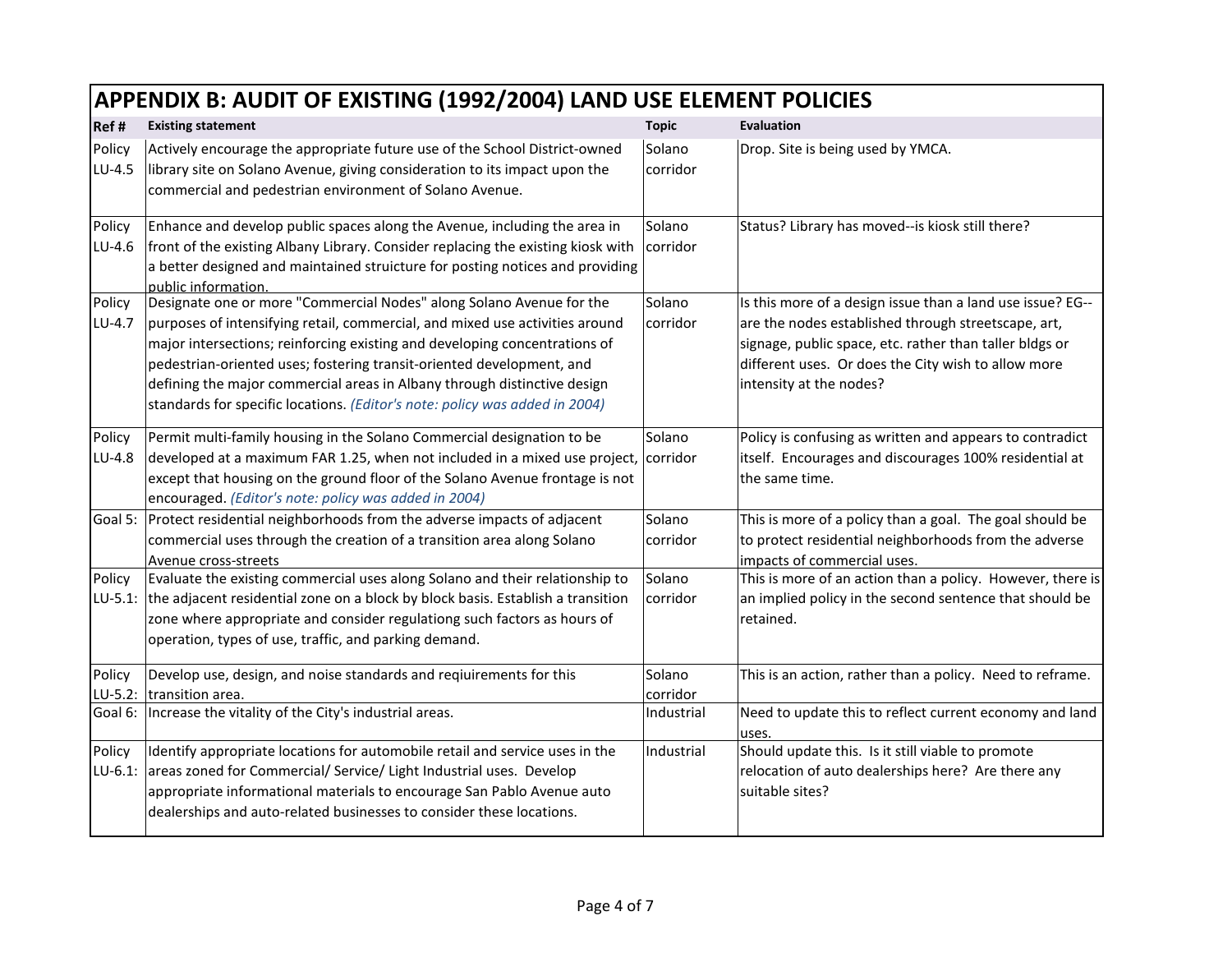# APPENDIX B: AUDIT OF EXISTING (1992/2004) LAND USE ELEMENT POLICIES

| Ref # | Existing statement | Topic | Evaluation |
|---|---|---|---|
| Policy LU-4.5 | Actively encourage the appropriate future use of the School District-owned library site on Solano Avenue, giving consideration to its impact upon the commercial and pedestrian environment of Solano Avenue. | Solano corridor | Drop. Site is being used by YMCA. |
| Policy LU-4.6 | Enhance and develop public spaces along the Avenue, including the area in front of the existing Albany Library. Consider replacing the existing kiosk with a better designed and maintained struicture for posting notices and providing public information. | Solano corridor | Status? Library has moved--is kiosk still there? |
| Policy LU-4.7 | Designate one or more "Commercial Nodes" along Solano Avenue for the purposes of intensifying retail, commercial, and mixed use activities around major intersections; reinforcing existing and developing concentrations of pedestrian-oriented uses; fostering transit-oriented development, and defining the major commercial areas in Albany through distinctive design standards for specific locations. *(Editor's note: policy was added in 2004)* | Solano corridor | Is this more of a design issue than a land use issue? EG--are the nodes established through streetscape, art, signage, public space, etc. rather than taller bldgs or different uses. Or does the City wish to allow more intensity at the nodes? |
| Policy LU-4.8 | Permit multi-family housing in the Solano Commercial designation to be developed at a maximum FAR 1.25, when not included in a mixed use project, except that housing on the ground floor of the Solano Avenue frontage is not encouraged. *(Editor's note: policy was added in 2004)* | Solano corridor | Policy is confusing as written and appears to contradict itself. Encourages and discourages 100% residential at the same time. |
| Goal 5: | Protect residential neighborhoods from the adverse impacts of adjacent commercial uses through the creation of a transition area along Solano Avenue cross-streets | Solano corridor | This is more of a policy than a goal. The goal should be to protect residential neighborhoods from the adverse impacts of commercial uses. |
| Policy LU-5.1: | Evaluate the existing commercial uses along Solano and their relationship to the adjacent residential zone on a block by block basis. Establish a transition zone where appropriate and consider regulationg such factors as hours of operation, types of use, traffic, and parking demand. | Solano corridor | This is more of an action than a policy. However, there is an implied policy in the second sentence that should be retained. |
| Policy LU-5.2: | Develop use, design, and noise standards and reqiuirements for this transition area. | Solano corridor | This is an action, rather than a policy. Need to reframe. |
| Goal 6: | Increase the vitality of the City's industrial areas. | Industrial | Need to update this to reflect current economy and land uses. |
| Policy LU-6.1: | Identify appropriate locations for automobile retail and service uses in the areas zoned for Commercial/ Service/ Light Industrial uses. Develop appropriate informational materials to encourage San Pablo Avenue auto dealerships and auto-related businesses to consider these locations. | Industrial | Should update this. Is it still viable to promote relocation of auto dealerships here? Are there any suitable sites? |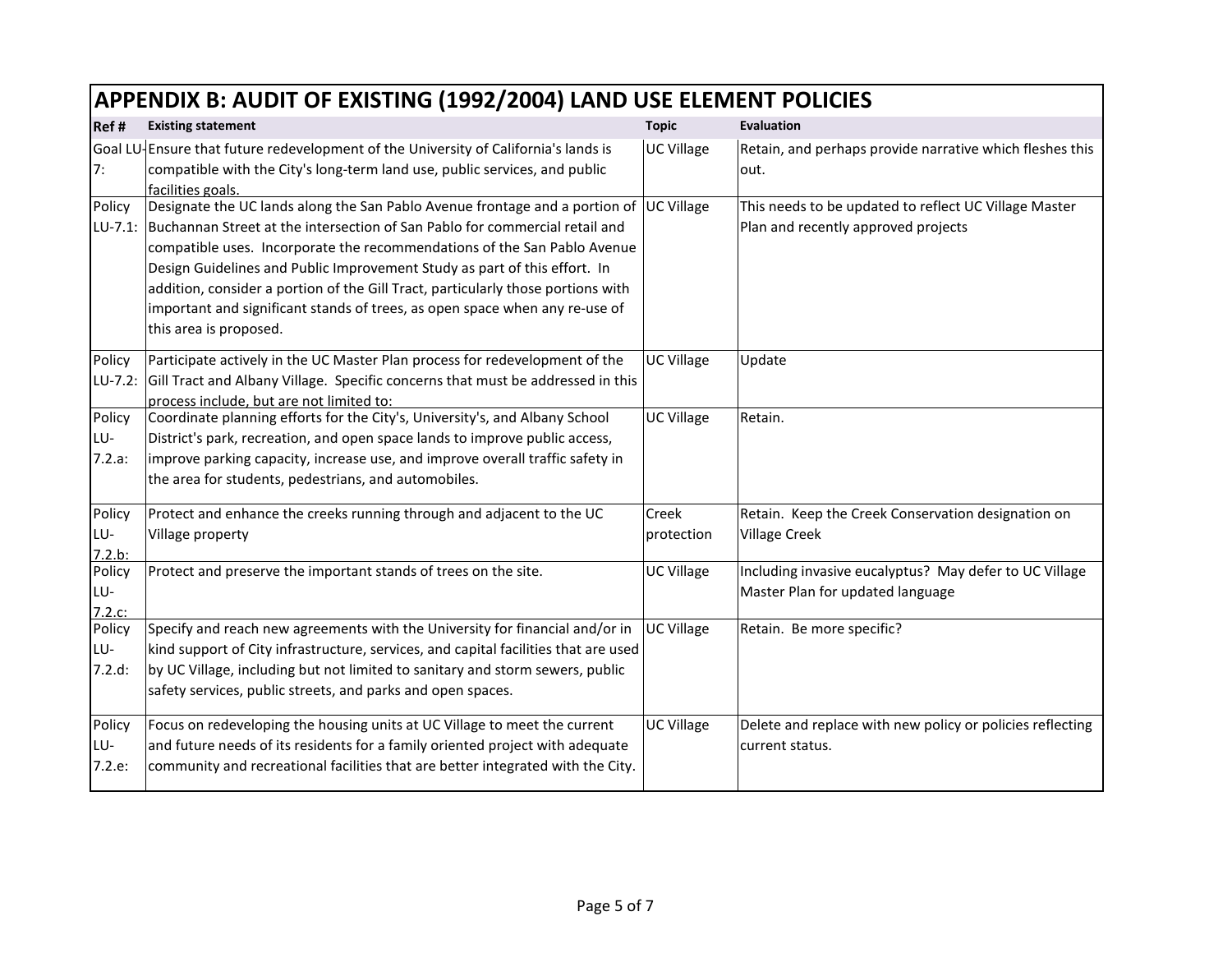# APPENDIX B: AUDIT OF EXISTING (1992/2004) LAND USE ELEMENT POLICIES

| Ref # | Existing statement | Topic | Evaluation |
|---|---|---|---|
| Goal LU-7: | Ensure that future redevelopment of the University of California's lands is compatible with the City's long-term land use, public services, and public facilities goals. | UC Village | Retain, and perhaps provide narrative which fleshes this out. |
| Policy LU-7.1: | Designate the UC lands along the San Pablo Avenue frontage and a portion of Buchannan Street at the intersection of San Pablo for commercial retail and compatible uses. Incorporate the recommendations of the San Pablo Avenue Design Guidelines and Public Improvement Study as part of this effort. In addition, consider a portion of the Gill Tract, particularly those portions with important and significant stands of trees, as open space when any re-use of this area is proposed. | UC Village | This needs to be updated to reflect UC Village Master Plan and recently approved projects |
| Policy LU-7.2: | Participate actively in the UC Master Plan process for redevelopment of the Gill Tract and Albany Village. Specific concerns that must be addressed in this process include, but are not limited to: | UC Village | Update |
| Policy LU-7.2.a: | Coordinate planning efforts for the City's, University's, and Albany School District's park, recreation, and open space lands to improve public access, improve parking capacity, increase use, and improve overall traffic safety in the area for students, pedestrians, and automobiles. | UC Village | Retain. |
| Policy LU-7.2.b: | Protect and enhance the creeks running through and adjacent to the UC Village property | Creek protection | Retain. Keep the Creek Conservation designation on Village Creek |
| Policy LU-7.2.c: | Protect and preserve the important stands of trees on the site. | UC Village | Including invasive eucalyptus? May defer to UC Village Master Plan for updated language |
| Policy LU-7.2.d: | Specify and reach new agreements with the University for financial and/or in kind support of City infrastructure, services, and capital facilities that are used by UC Village, including but not limited to sanitary and storm sewers, public safety services, public streets, and parks and open spaces. | UC Village | Retain. Be more specific? |
| Policy LU-7.2.e: | Focus on redeveloping the housing units at UC Village to meet the current and future needs of its residents for a family oriented project with adequate community and recreational facilities that are better integrated with the City. | UC Village | Delete and replace with new policy or policies reflecting current status. |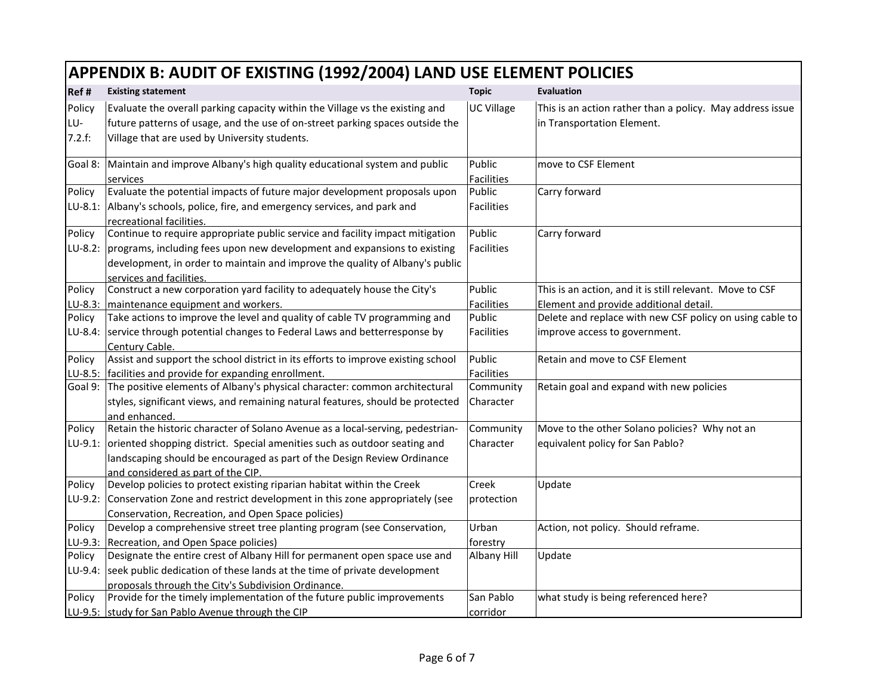## APPENDIX B: AUDIT OF EXISTING (1992/2004) LAND USE ELEMENT POLICIES

| Ref # | Existing statement | Topic | Evaluation |
|---|---|---|---|
| Policy LU-7.2.f: | Evaluate the overall parking capacity within the Village vs the existing and future patterns of usage, and the use of on-street parking spaces outside the Village that are used by University students. | UC Village | This is an action rather than a policy. May address issue in Transportation Element. |
| Goal 8: | Maintain and improve Albany's high quality educational system and public services | Public Facilities | move to CSF Element |
| Policy LU-8.1: | Evaluate the potential impacts of future major development proposals upon Albany's schools, police, fire, and emergency services, and park and recreational facilities. | Public Facilities | Carry forward |
| Policy LU-8.2: | Continue to require appropriate public service and facility impact mitigation programs, including fees upon new development and expansions to existing development, in order to maintain and improve the quality of Albany's public services and facilities. | Public Facilities | Carry forward |
| Policy LU-8.3: | Construct a new corporation yard facility to adequately house the City's maintenance equipment and workers. | Public Facilities | This is an action, and it is still relevant. Move to CSF Element and provide additional detail. |
| Policy LU-8.4: | Take actions to improve the level and quality of cable TV programming and service through potential changes to Federal Laws and betterresponse by Century Cable. | Public Facilities | Delete and replace with new CSF policy on using cable to improve access to government. |
| Policy LU-8.5: | Assist and support the school district in its efforts to improve existing school facilities and provide for expanding enrollment. | Public Facilities | Retain and move to CSF Element |
| Goal 9: | The positive elements of Albany's physical character: common architectural styles, significant views, and remaining natural features, should be protected and enhanced. | Community Character | Retain goal and expand with new policies |
| Policy LU-9.1: | Retain the historic character of Solano Avenue as a local-serving, pedestrian-oriented shopping district. Special amenities such as outdoor seating and landscaping should be encouraged as part of the Design Review Ordinance and considered as part of the CIP. | Community Character | Move to the other Solano policies? Why not an equivalent policy for San Pablo? |
| Policy LU-9.2: | Develop policies to protect existing riparian habitat within the Creek Conservation Zone and restrict development in this zone appropriately (see Conservation, Recreation, and Open Space policies) | Creek protection | Update |
| Policy LU-9.3: | Develop a comprehensive street tree planting program (see Conservation, Recreation, and Open Space policies) | Urban forestry | Action, not policy. Should reframe. |
| Policy LU-9.4: | Designate the entire crest of Albany Hill for permanent open space use and seek public dedication of these lands at the time of private development proposals through the City's Subdivision Ordinance. | Albany Hill | Update |
| Policy LU-9.5: | Provide for the timely implementation of the future public improvements study for San Pablo Avenue through the CIP | San Pablo corridor | what study is being referenced here? |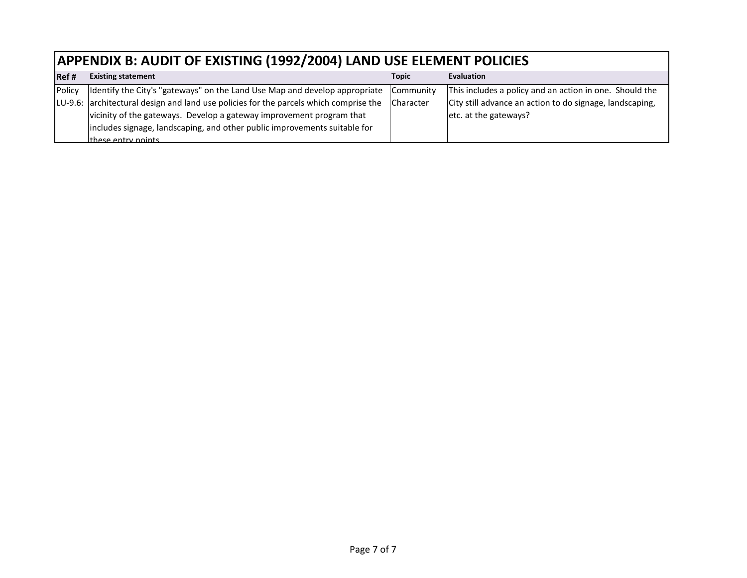# APPENDIX B: AUDIT OF EXISTING (1992/2004) LAND USE ELEMENT POLICIES

| Ref # | Existing statement | Topic | Evaluation |
|---|---|---|---|
| Policy LU-9.6: | Identify the City's "gateways" on the Land Use Map and develop appropriate architectural design and land use policies for the parcels which comprise the vicinity of the gateways. Develop a gateway improvement program that includes signage, landscaping, and other public improvements suitable for these entry points. | Community Character | This includes a policy and an action in one. Should the City still advance an action to do signage, landscaping, etc. at the gateways? |